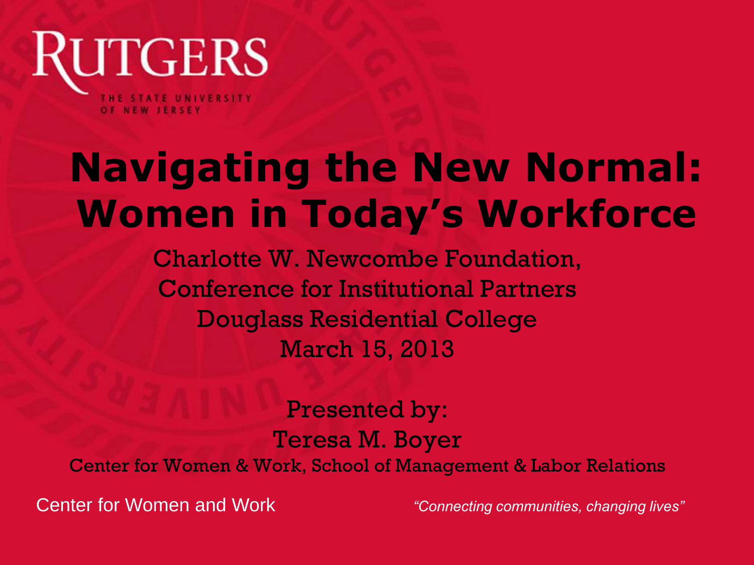RUTGERS

THE STATE UNIVERSITY OF NEW JERSEY

# Navigating the New Normal: Women in Today's Workforce

Charlotte W. Newcombe Foundation,
Conference for Institutional Partners
Douglass Residential College
March 15, 2013

Presented by:
Teresa M. Boyer
Center for Women & Work, School of Management & Labor Relations

Center for Women and Work

*"Connecting communities, changing lives"*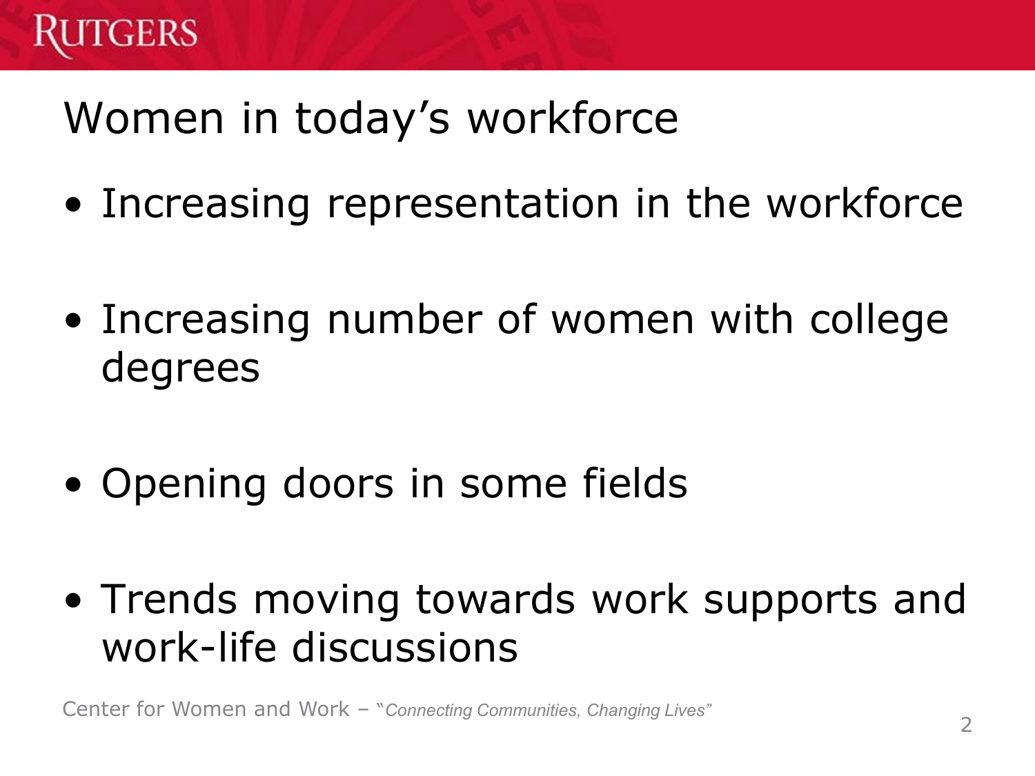# Women in today's workforce

- Increasing representation in the workforce
- Increasing number of women with college degrees
- Opening doors in some fields
- Trends moving towards work supports and work-life discussions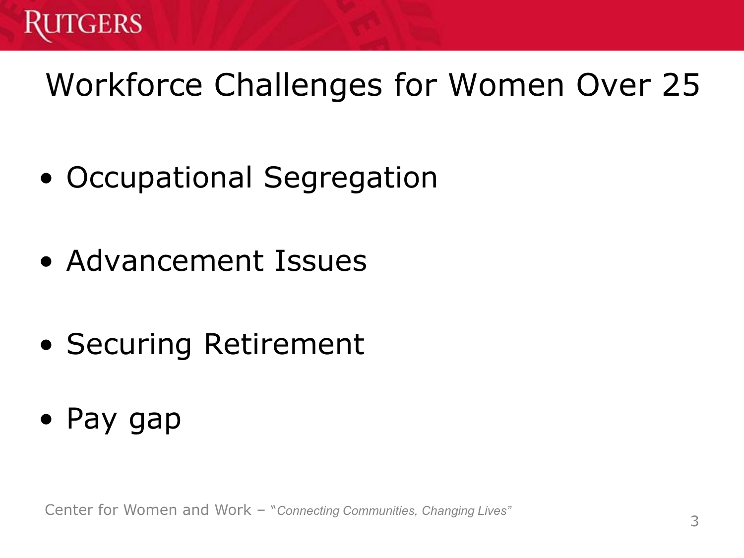# Workforce Challenges for Women Over 25

- Occupational Segregation
- Advancement Issues
- Securing Retirement
- Pay gap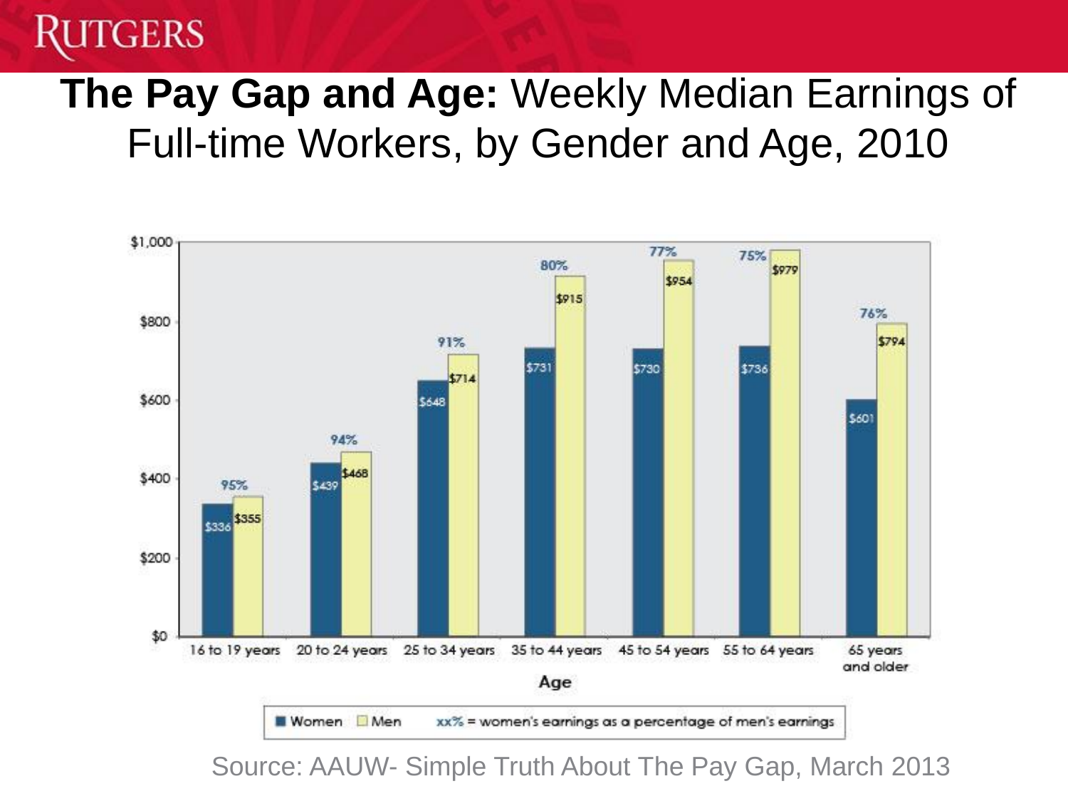# **The Pay Gap and Age:** Weekly Median Earnings of Full-time Workers, by Gender and Age, 2010

| Age | Women | Men | Women's earnings as a percentage of men's earnings |
|---|---|---|---|
| 16 to 19 years | $336 | $355 | 95% |
| 20 to 24 years | $439 | $468 | 94% |
| 25 to 34 years | $648 | $714 | 91% |
| 35 to 44 years | $731 | $915 | 80% |
| 45 to 54 years | $730 | $954 | 77% |
| 55 to 64 years | $736 | $979 | 75% |
| 65 years and older | $601 | $794 | 76% |

Source: AAUW- Simple Truth About The Pay Gap, March 2013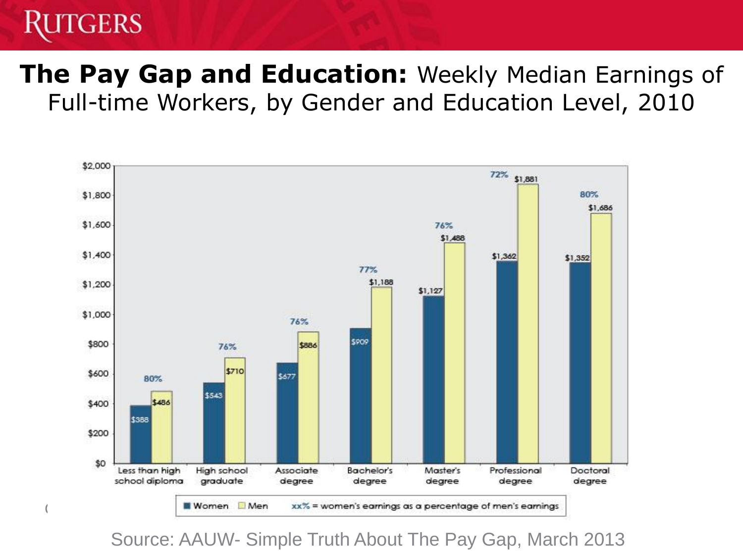# The Pay Gap and Education: Weekly Median Earnings of Full-time Workers, by Gender and Education Level, 2010

| Education Level | Women | Men | Women's earnings as a percentage of men's earnings |
|---|---|---|---|
| Less than high school diploma | $388 | $486 | 80% |
| High school graduate | $543 | $710 | 76% |
| Associate degree | $677 | $886 | 76% |
| Bachelor's degree | $909 | $1,188 | 77% |
| Master's degree | $1,127 | $1,488 | 76% |
| Professional degree | $1,362 | $1,881 | 72% |
| Doctoral degree | $1,352 | $1,686 | 80% |

Women / Men / xx% = women's earnings as a percentage of men's earnings

Source: AAUW- Simple Truth About The Pay Gap, March 2013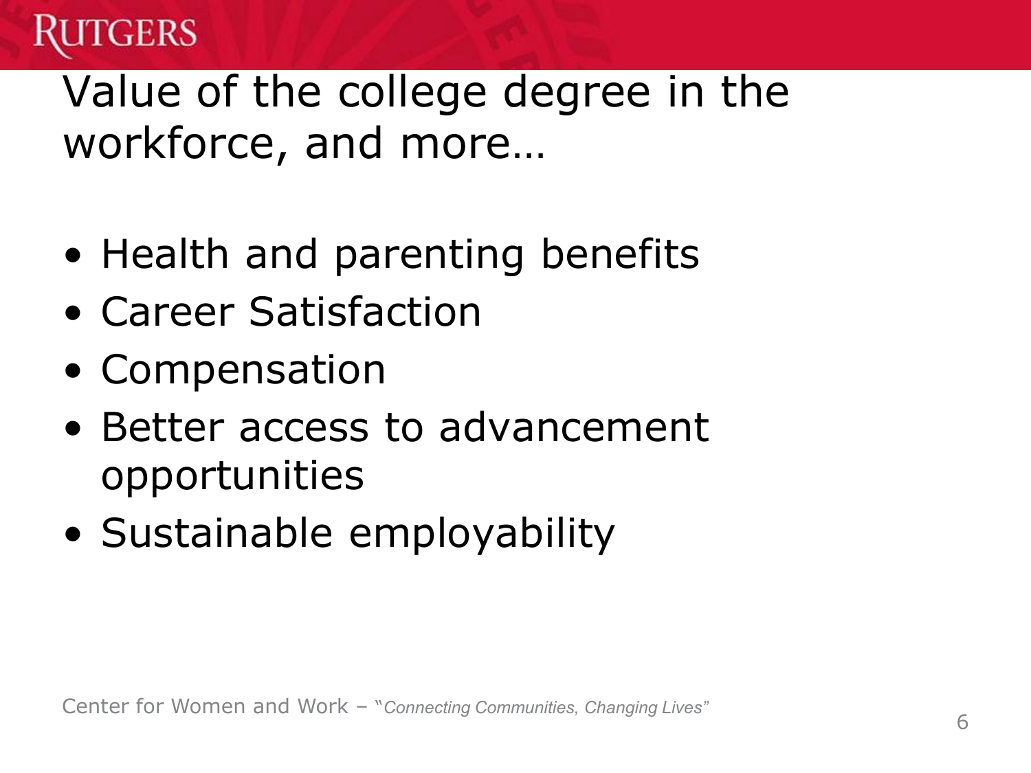# Value of the college degree in the workforce, and more…

- Health and parenting benefits
- Career Satisfaction
- Compensation
- Better access to advancement opportunities
- Sustainable employability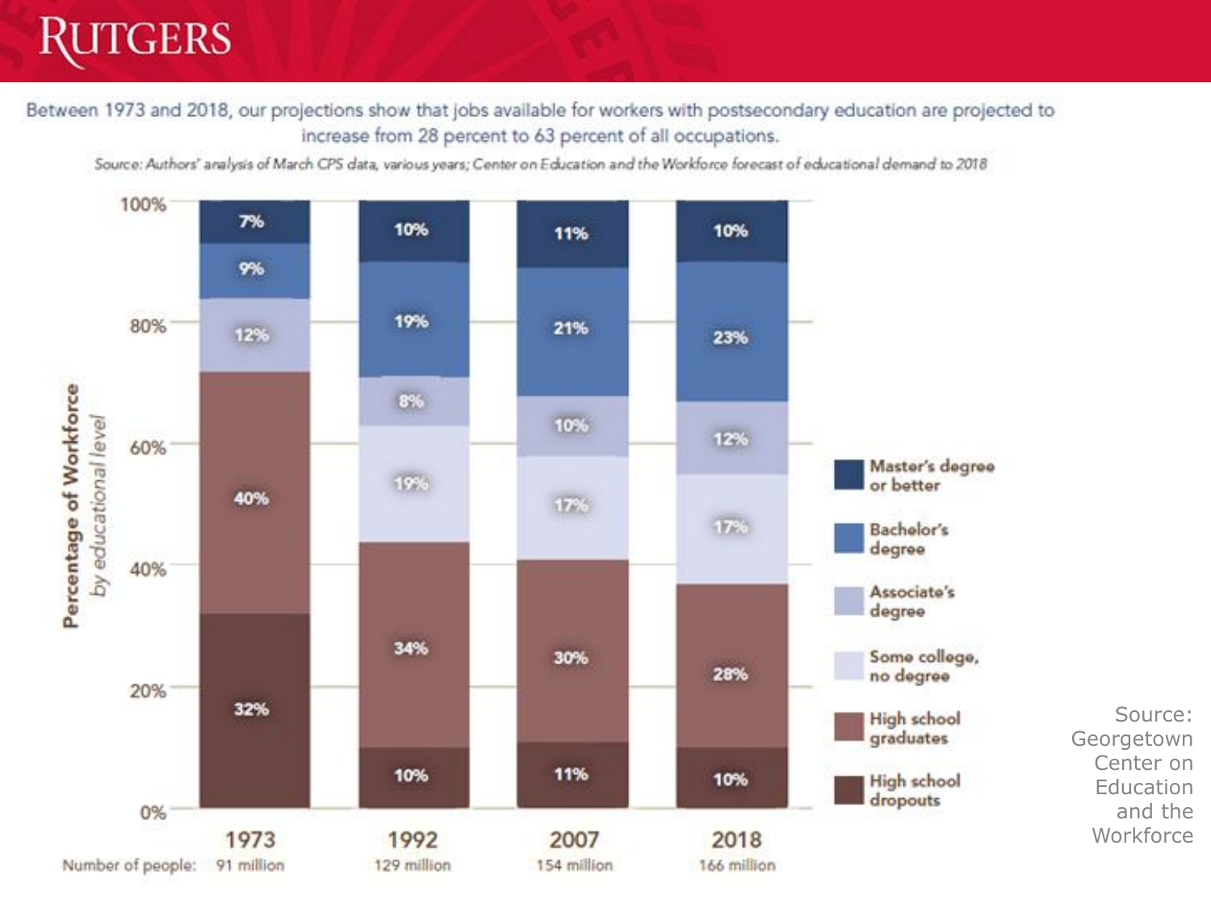Between 1973 and 2018, our projections show that jobs available for workers with postsecondary education are projected to increase from 28 percent to 63 percent of all occupations.

*Source: Authors' analysis of March CPS data, various years; Center on Education and the Workforce forecast of educational demand to 2018*

**Percentage of Workforce** *by educational level*

| Educational level | 1973 | 1992 | 2007 | 2018 |
|---|---|---|---|---|
| Master's degree or better | 7% | 10% | 11% | 10% |
| Bachelor's degree | 9% | 19% | 21% | 23% |
| Associate's degree | 12% | 8% | 10% | 12% |
| Some college, no degree | | 19% | 17% | 17% |
| High school graduates | 40% | 34% | 30% | 28% |
| High school dropouts | 32% | 10% | 11% | 10% |
| Number of people: | 91 million | 129 million | 154 million | 166 million |

Source: Georgetown Center on Education and the Workforce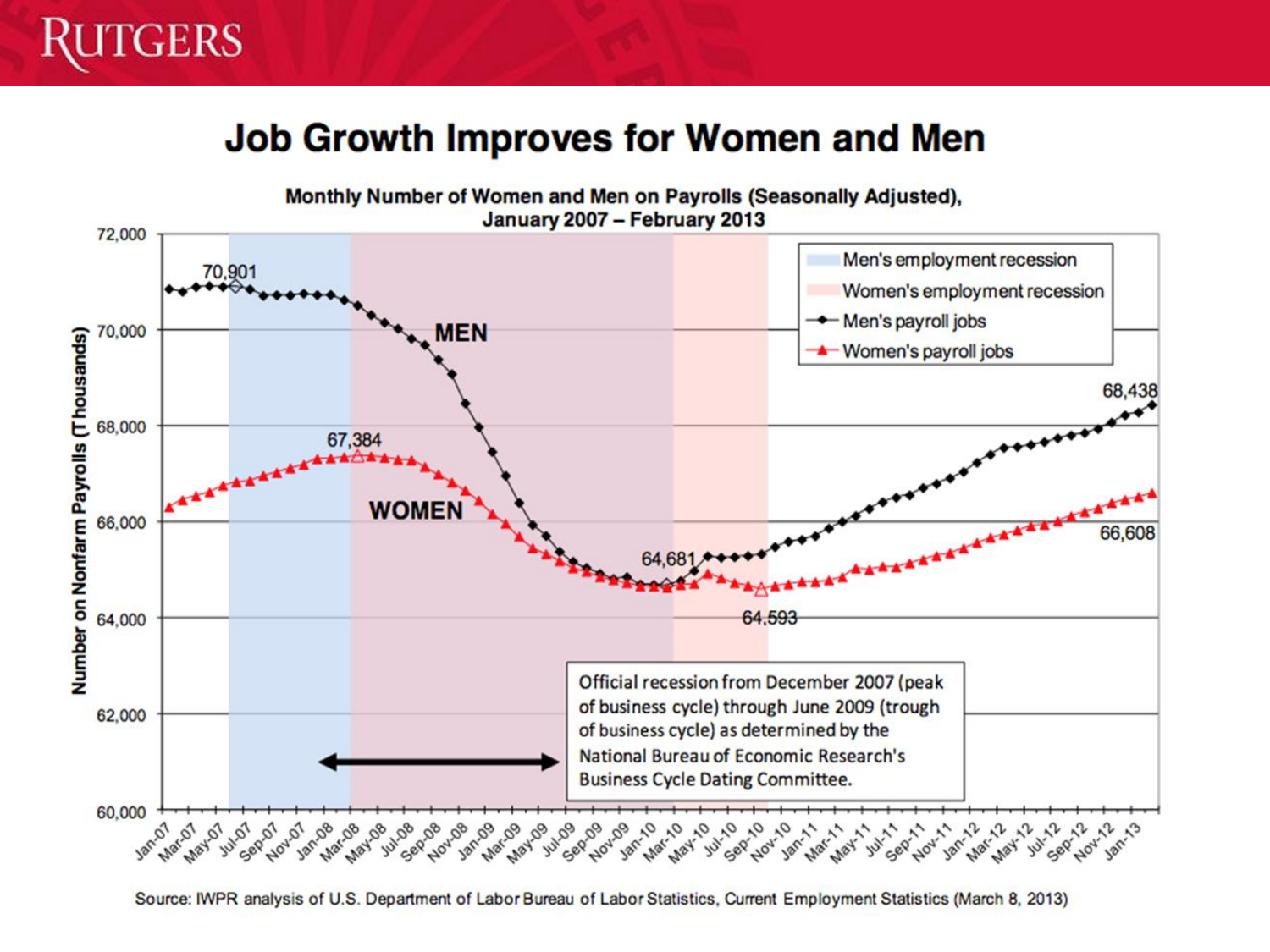# Job Growth Improves for Women and Men

**Monthly Number of Women and Men on Payrolls (Seasonally Adjusted), January 2007 – February 2013**

Legend:
- Men's employment recession
- Women's employment recession
- Men's payroll jobs
- Women's payroll jobs

Y-axis: Number on Nonfarm Payrolls (Thousands) — 60,000 to 72,000

X-axis: Jan-07 through Jan-13

Labeled values:
- MEN: 70,901; 64,681; 68,438
- WOMEN: 67,384; 64,593; 66,608

Official recession from December 2007 (peak of business cycle) through June 2009 (trough of business cycle) as determined by the National Bureau of Economic Research's Business Cycle Dating Committee.

Source: IWPR analysis of U.S. Department of Labor Bureau of Labor Statistics, Current Employment Statistics (March 8, 2013)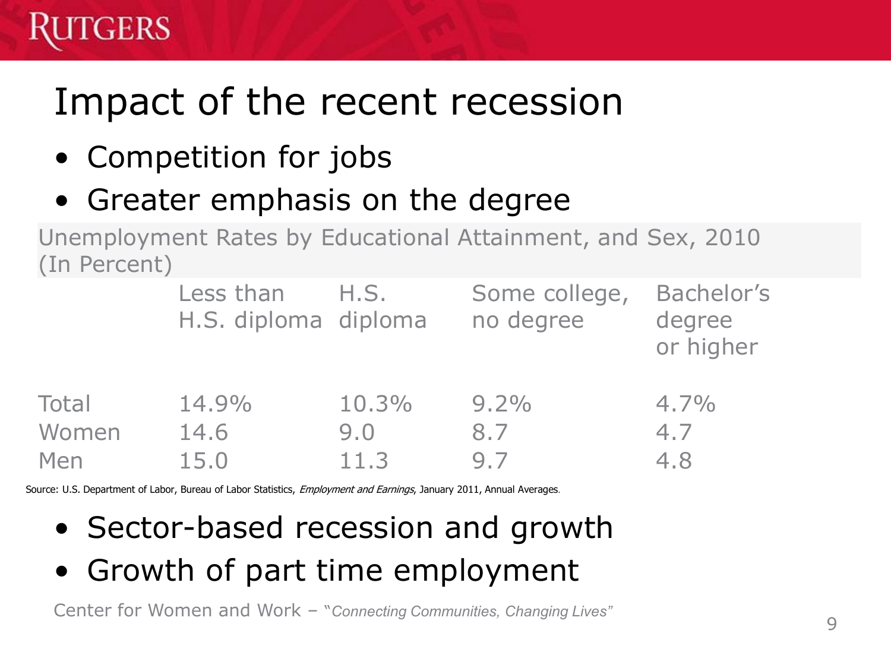# Impact of the recent recession

- Competition for jobs
- Greater emphasis on the degree

Unemployment Rates by Educational Attainment, and Sex, 2010 (In Percent)

| | Less than H.S. diploma | H.S. diploma | Some college, no degree | Bachelor's degree or higher |
|---|---|---|---|---|
| Total | 14.9% | 10.3% | 9.2% | 4.7% |
| Women | 14.6 | 9.0 | 8.7 | 4.7 |
| Men | 15.0 | 11.3 | 9.7 | 4.8 |

Source: U.S. Department of Labor, Bureau of Labor Statistics, *Employment and Earnings*, January 2011, Annual Averages.

- Sector-based recession and growth
- Growth of part time employment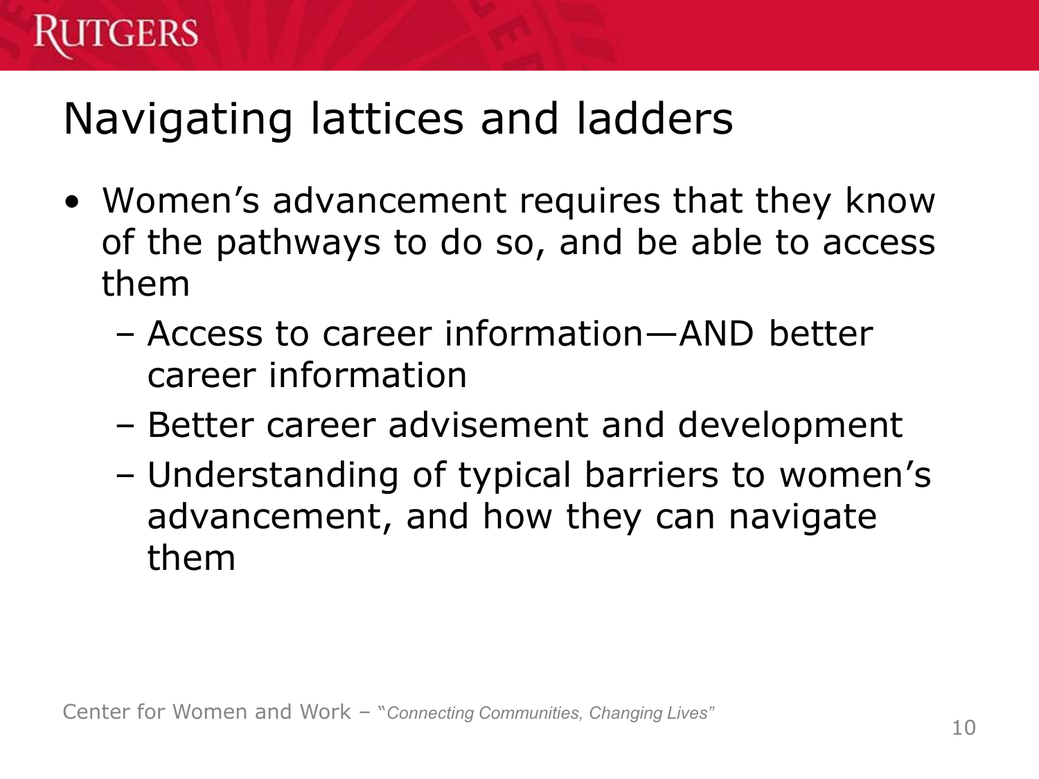# Navigating lattices and ladders

- Women's advancement requires that they know of the pathways to do so, and be able to access them
  - Access to career information—AND better career information
  - Better career advisement and development
  - Understanding of typical barriers to women's advancement, and how they can navigate them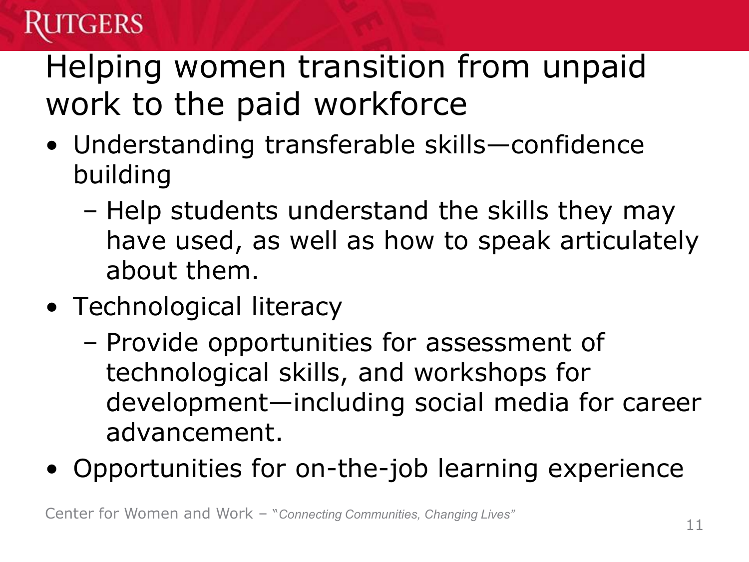# Helping women transition from unpaid work to the paid workforce

- Understanding transferable skills—confidence building
  - Help students understand the skills they may have used, as well as how to speak articulately about them.
- Technological literacy
  - Provide opportunities for assessment of technological skills, and workshops for development—including social media for career advancement.
- Opportunities for on-the-job learning experience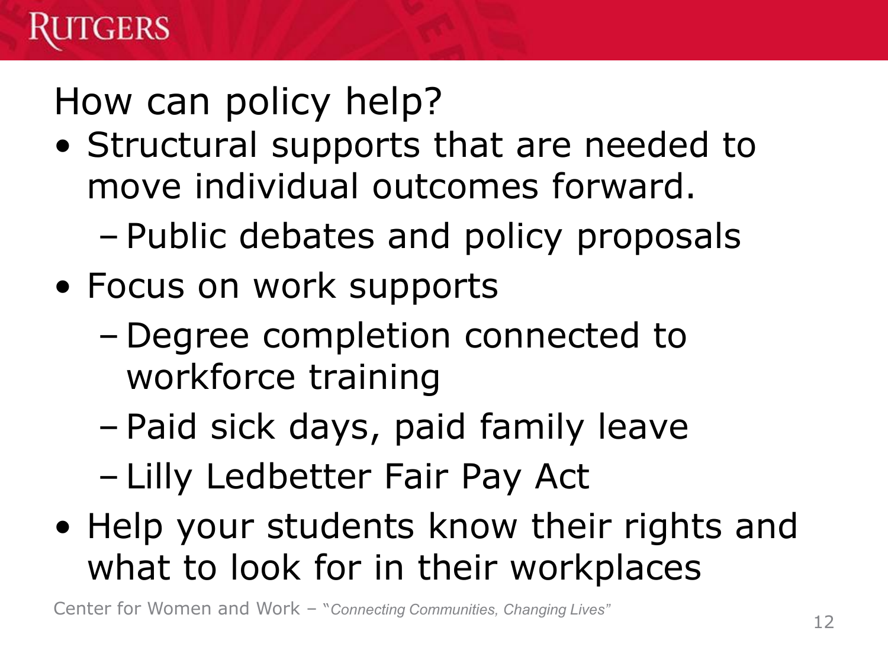# How can policy help?

- Structural supports that are needed to move individual outcomes forward.
  - Public debates and policy proposals
- Focus on work supports
  - Degree completion connected to workforce training
  - Paid sick days, paid family leave
  - Lilly Ledbetter Fair Pay Act
- Help your students know their rights and what to look for in their workplaces